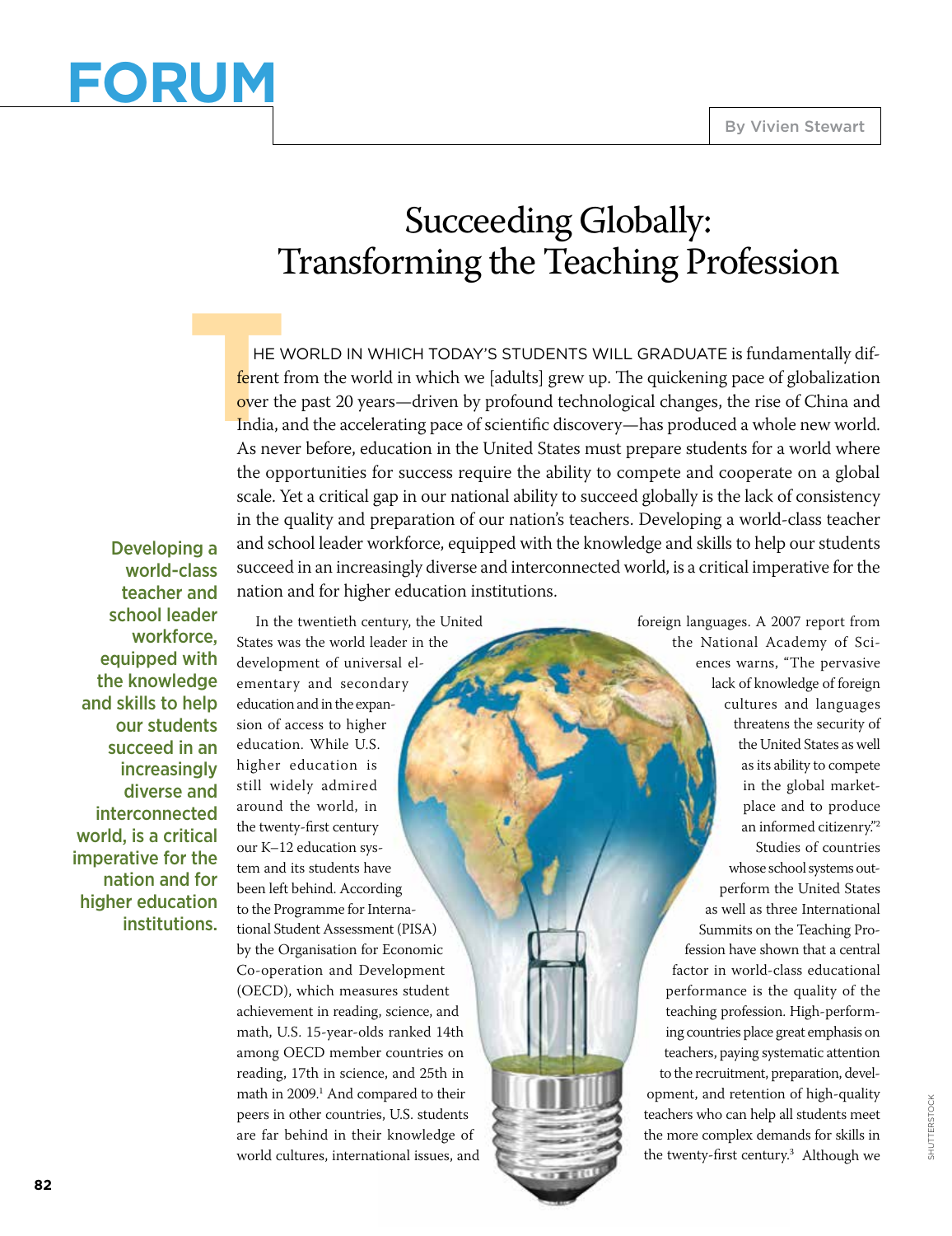# FORUM

By Vivien Stewart

## Succeeding Globally: Transforming the Teaching Profession

THE WORLD IN WHICH TODAY'S STUDENTS WILL GRADUATE is fundamentally different from the world in which we [adults] grew up. The quickening pace of globalization over the past 20 years—driven by profound technological changes, the rise of China and India, and the accelerating pace of scientific discovery—has produced a whole new world. As never before, education in the United States must prepare students for a world where the opportunities for success require the ability to compete and cooperate on a global scale. Yet a critical gap in our national ability to succeed globally is the lack of consistency in the quality and preparation of our nation's teachers. Developing a world-class teacher and school leader workforce, equipped with the knowledge and skills to help our students succeed in an increasingly diverse and interconnected world, is a critical imperative for the nation and for higher education institutions.

**Developing a world-class teacher and school leader workforce, equipped with the knowledge and skills to help our students succeed in an increasingly diverse and interconnected world, is a critical imperative for the nation and for higher education institutions.**

In the twentieth century, the United States was the world leader in the development of universal elementary and secondary education and in the expansion of access to higher education. While U.S. higher education is still widely admired around the world, in the twenty-first century our K–12 education system and its students have been left behind. According to the Programme for International Student Assessment (PISA) by the Organisation for Economic Co-operation and Development (OECD), which measures student achievement in reading, science, and math, U.S. 15-year-olds ranked 14th among OECD member countries on reading, 17th in science, and 25th in math in 2009.[1] And compared to their peers in other countries, U.S. students are far behind in their knowledge of world cultures, international issues, and foreign languages. A 2007 report from the National Academy of Sciences warns, "The pervasive lack of knowledge of foreign cultures and languages threatens the security of the United States as well as its ability to compete in the global marketplace and to produce an informed citizenry."[2]

Studies of countries whose school systems outperform the United States as well as three International Summits on the Teaching Profession have shown that a central factor in world-class educational performance is the quality of the teaching profession. High-performing countries place great emphasis on teachers, paying systematic attention to the recruitment, preparation, development, and retention of high-quality teachers who can help all students meet the more complex demands for skills in the twenty-first century.[3] Although we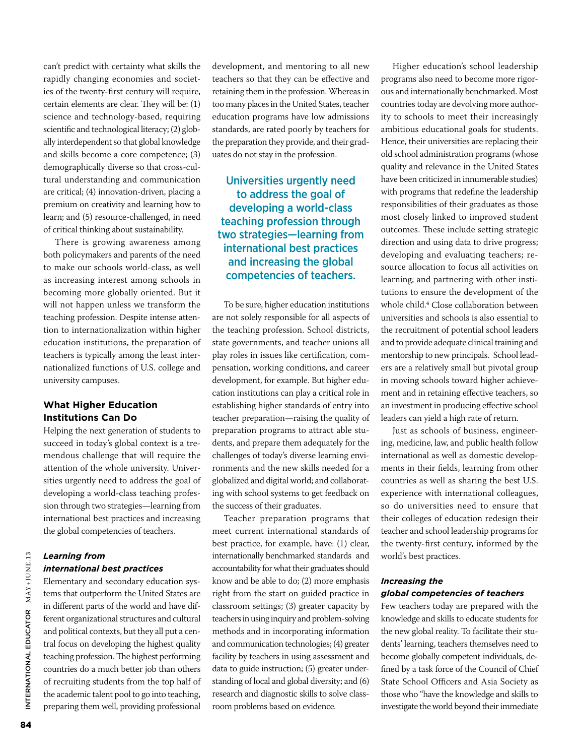can't predict with certainty what skills the rapidly changing economies and societies of the twenty-first century will require, certain elements are clear. They will be: (1) science and technology-based, requiring scientific and technological literacy; (2) globally interdependent so that global knowledge and skills become a core competence; (3) demographically diverse so that cross-cultural understanding and communication are critical; (4) innovation-driven, placing a premium on creativity and learning how to learn; and (5) resource-challenged, in need of critical thinking about sustainability.

There is growing awareness among both policymakers and parents of the need to make our schools world-class, as well as increasing interest among schools in becoming more globally oriented. But it will not happen unless we transform the teaching profession. Despite intense attention to internationalization within higher education institutions, the preparation of teachers is typically among the least internationalized functions of U.S. college and university campuses.

## What Higher Education Institutions Can Do

Helping the next generation of students to succeed in today's global context is a tremendous challenge that will require the attention of the whole university. Universities urgently need to address the goal of developing a world-class teaching profession through two strategies—learning from international best practices and increasing the global competencies of teachers.

### *Learning from international best practices*

Elementary and secondary education systems that outperform the United States are in different parts of the world and have different organizational structures and cultural and political contexts, but they all put a central focus on developing the highest quality teaching profession. The highest performing countries do a much better job than others of recruiting students from the top half of the academic talent pool to go into teaching, preparing them well, providing professional development, and mentoring to all new teachers so that they can be effective and retaining them in the profession. Whereas in too many places in the United States, teacher education programs have low admissions standards, are rated poorly by teachers for the preparation they provide, and their graduates do not stay in the profession.

> Universities urgently need to address the goal of developing a world-class teaching profession through two strategies—learning from international best practices and increasing the global competencies of teachers.

To be sure, higher education institutions are not solely responsible for all aspects of the teaching profession. School districts, state governments, and teacher unions all play roles in issues like certification, compensation, working conditions, and career development, for example. But higher education institutions can play a critical role in establishing higher standards of entry into teacher preparation—raising the quality of preparation programs to attract able students, and prepare them adequately for the challenges of today's diverse learning environments and the new skills needed for a globalized and digital world; and collaborating with school systems to get feedback on the success of their graduates.

Teacher preparation programs that meet current international standards of best practice, for example, have: (1) clear, internationally benchmarked standards and accountability for what their graduates should know and be able to do; (2) more emphasis right from the start on guided practice in classroom settings; (3) greater capacity by teachers in using inquiry and problem-solving methods and in incorporating information and communication technologies; (4) greater facility by teachers in using assessment and data to guide instruction; (5) greater understanding of local and global diversity; and (6) research and diagnostic skills to solve classroom problems based on evidence.

Higher education's school leadership programs also need to become more rigorous and internationally benchmarked. Most countries today are devolving more authority to schools to meet their increasingly ambitious educational goals for students. Hence, their universities are replacing their old school administration programs (whose quality and relevance in the United States have been criticized in innumerable studies) with programs that redefine the leadership responsibilities of their graduates as those most closely linked to improved student outcomes. These include setting strategic direction and using data to drive progress; developing and evaluating teachers; resource allocation to focus all activities on learning; and partnering with other institutions to ensure the development of the whole child.[4] Close collaboration between universities and schools is also essential to the recruitment of potential school leaders and to provide adequate clinical training and mentorship to new principals. School leaders are a relatively small but pivotal group in moving schools toward higher achievement and in retaining effective teachers, so an investment in producing effective school leaders can yield a high rate of return.

Just as schools of business, engineering, medicine, law, and public health follow international as well as domestic developments in their fields, learning from other countries as well as sharing the best U.S. experience with international colleagues, so do universities need to ensure that their colleges of education redesign their teacher and school leadership programs for the twenty-first century, informed by the world's best practices.

### *Increasing the global competencies of teachers*

Few teachers today are prepared with the knowledge and skills to educate students for the new global reality. To facilitate their students' learning, teachers themselves need to become globally competent individuals, defined by a task force of the Council of Chief State School Officers and Asia Society as those who "have the knowledge and skills to investigate the world beyond their immediate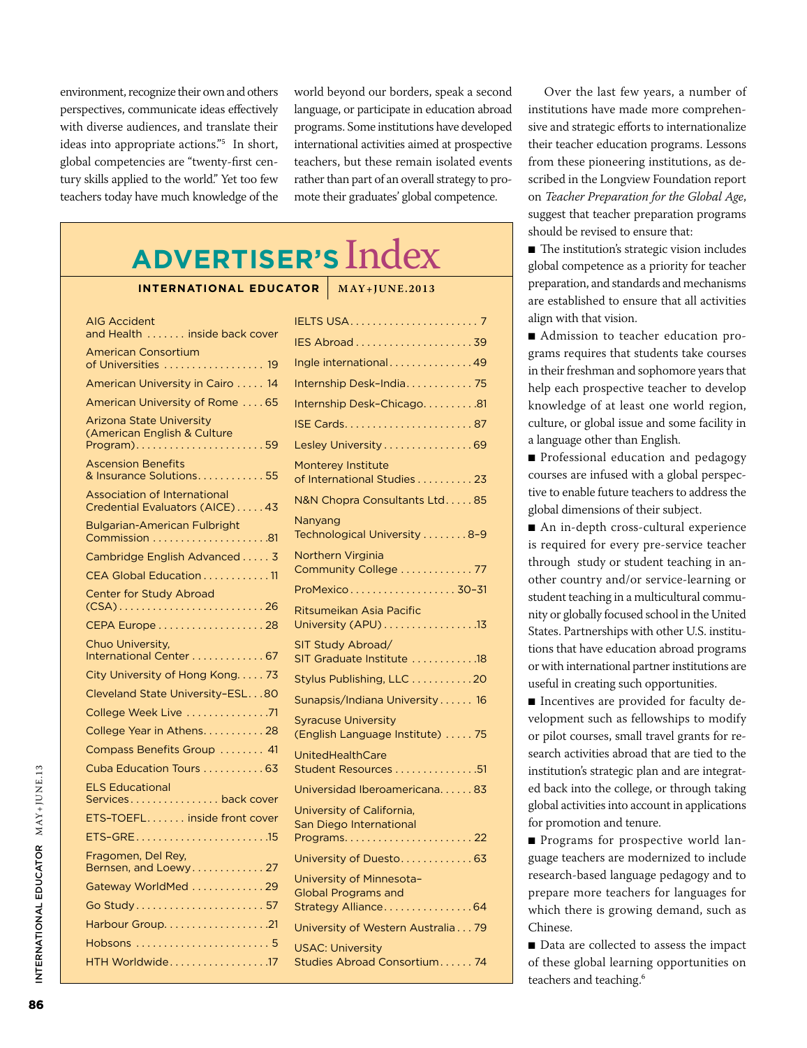environment, recognize their own and others perspectives, communicate ideas effectively with diverse audiences, and translate their ideas into appropriate actions."[5] In short, global competencies are "twenty-first century skills applied to the world." Yet too few teachers today have much knowledge of the world beyond our borders, speak a second language, or participate in education abroad programs. Some institutions have developed international activities aimed at prospective teachers, but these remain isolated events rather than part of an overall strategy to promote their graduates' global competence.

## ADVERTISER'S Index

**INTERNATIONAL EDUCATOR** | MAY+JUNE.2013

| Advertiser | Page |
|---|---|
| AIG Accident and Health | inside back cover |
| American Consortium of Universities | 19 |
| American University in Cairo | 14 |
| American University of Rome | 65 |
| Arizona State University (American English & Culture Program) | 59 |
| Ascension Benefits & Insurance Solutions | 55 |
| Association of International Credential Evaluators (AICE) | 43 |
| Bulgarian-American Fulbright Commission | 81 |
| Cambridge English Advanced | 3 |
| CEA Global Education | 11 |
| Center for Study Abroad (CSA) | 26 |
| CEPA Europe | 28 |
| Chuo University, International Center | 67 |
| City University of Hong Kong | 73 |
| Cleveland State University–ESL | 80 |
| College Week Live | 71 |
| College Year in Athens | 28 |
| Compass Benefits Group | 41 |
| Cuba Education Tours | 63 |
| ELS Educational Services | back cover |
| ETS–TOEFL | inside front cover |
| ETS–GRE | 15 |
| Fragomen, Del Rey, Bernsen, and Loewy | 27 |
| Gateway WorldMed | 29 |
| Go Study | 57 |
| Harbour Group | 21 |
| Hobsons | 5 |
| HTH Worldwide | 17 |
| IELTS USA | 7 |
| IES Abroad | 39 |
| Ingle international | 49 |
| Internship Desk–India | 75 |
| Internship Desk–Chicago | 81 |
| ISE Cards | 87 |
| Lesley University | 69 |
| Monterey Institute of International Studies | 23 |
| N&N Chopra Consultants Ltd | 85 |
| Nanyang Technological University | 8–9 |
| Northern Virginia Community College | 77 |
| ProMexico | 30–31 |
| Ritsumeikan Asia Pacific University (APU) | 13 |
| SIT Study Abroad/ SIT Graduate Institute | 18 |
| Stylus Publishing, LLC | 20 |
| Sunapsis/Indiana University | 16 |
| Syracuse University (English Language Institute) | 75 |
| UnitedHealthCare Student Resources | 51 |
| Universidad Iberoamericana | 83 |
| University of California, San Diego International Programs | 22 |
| University of Duesto | 63 |
| University of Minnesota–Global Programs and Strategy Alliance | 64 |
| University of Western Australia | 79 |
| USAC: University Studies Abroad Consortium | 74 |

Over the last few years, a number of institutions have made more comprehensive and strategic efforts to internationalize their teacher education programs. Lessons from these pioneering institutions, as described in the Longview Foundation report on *Teacher Preparation for the Global Age*, suggest that teacher preparation programs should be revised to ensure that:

- The institution's strategic vision includes global competence as a priority for teacher preparation, and standards and mechanisms are established to ensure that all activities align with that vision.
- Admission to teacher education programs requires that students take courses in their freshman and sophomore years that help each prospective teacher to develop knowledge of at least one world region, culture, or global issue and some facility in a language other than English.
- Professional education and pedagogy courses are infused with a global perspective to enable future teachers to address the global dimensions of their subject.
- An in-depth cross-cultural experience is required for every pre-service teacher through study or student teaching in another country and/or service-learning or student teaching in a multicultural community or globally focused school in the United States. Partnerships with other U.S. institutions that have education abroad programs or with international partner institutions are useful in creating such opportunities.
- Incentives are provided for faculty development such as fellowships to modify or pilot courses, small travel grants for research activities abroad that are tied to the institution's strategic plan and are integrated back into the college, or through taking global activities into account in applications for promotion and tenure.
- Programs for prospective world language teachers are modernized to include research-based language pedagogy and to prepare more teachers for languages for which there is growing demand, such as Chinese.
- Data are collected to assess the impact of these global learning opportunities on teachers and teaching.[6]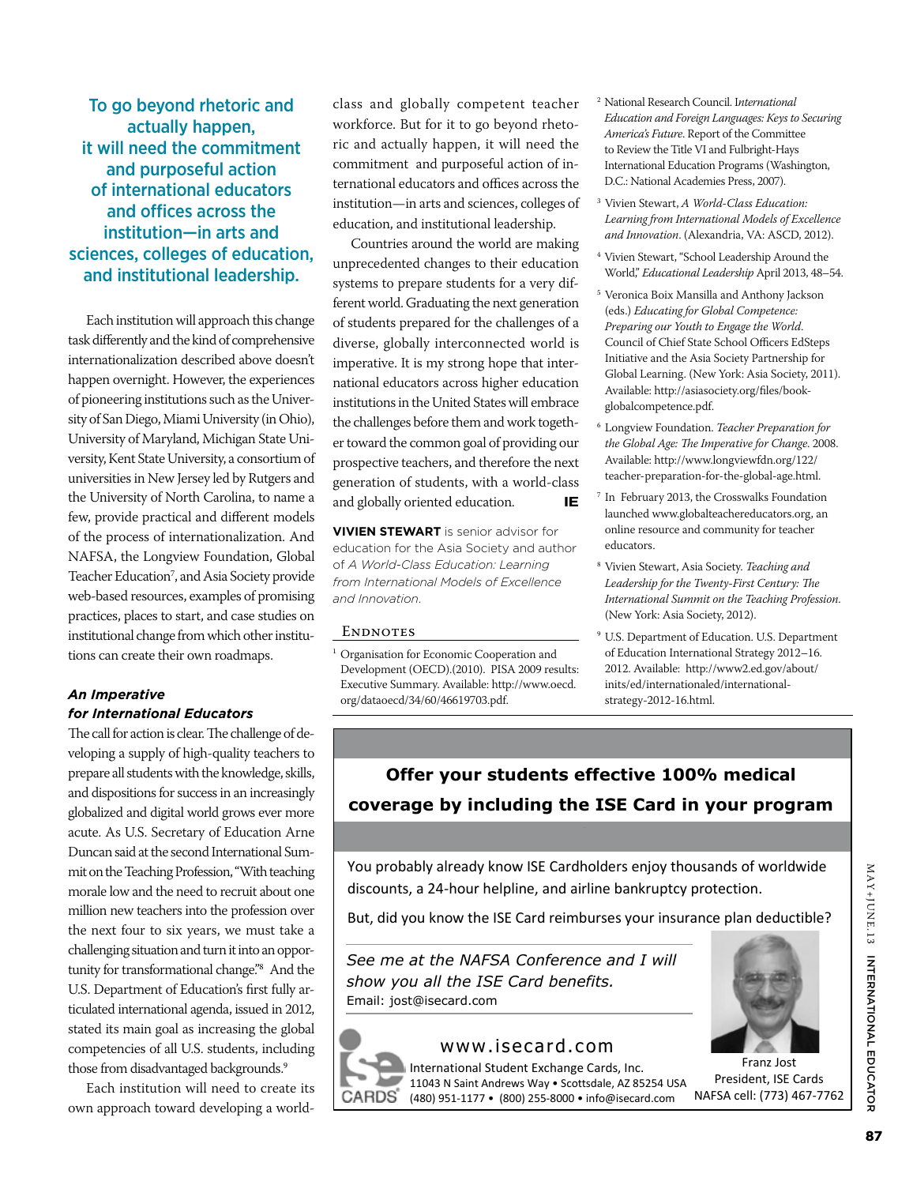To go beyond rhetoric and actually happen, it will need the commitment and purposeful action of international educators and offices across the institution—in arts and sciences, colleges of education, and institutional leadership.

Each institution will approach this change task differently and the kind of comprehensive internationalization described above doesn't happen overnight. However, the experiences of pioneering institutions such as the University of San Diego, Miami University (in Ohio), University of Maryland, Michigan State University, Kent State University, a consortium of universities in New Jersey led by Rutgers and the University of North Carolina, to name a few, provide practical and different models of the process of internationalization. And NAFSA, the Longview Foundation, Global Teacher Education[7], and Asia Society provide web-based resources, examples of promising practices, places to start, and case studies on institutional change from which other institutions can create their own roadmaps.

### *An Imperative for International Educators*

The call for action is clear. The challenge of developing a supply of high-quality teachers to prepare all students with the knowledge, skills, and dispositions for success in an increasingly globalized and digital world grows ever more acute. As U.S. Secretary of Education Arne Duncan said at the second International Summit on the Teaching Profession, "With teaching morale low and the need to recruit about one million new teachers into the profession over the next four to six years, we must take a challenging situation and turn it into an opportunity for transformational change."[8] And the U.S. Department of Education's first fully articulated international agenda, issued in 2012, stated its main goal as increasing the global competencies of all U.S. students, including those from disadvantaged backgrounds.[9]

Each institution will need to create its own approach toward developing a world-class and globally competent teacher workforce. But for it to go beyond rhetoric and actually happen, it will need the commitment and purposeful action of international educators and offices across the institution—in arts and sciences, colleges of education, and institutional leadership.

Countries around the world are making unprecedented changes to their education systems to prepare students for a very different world. Graduating the next generation of students prepared for the challenges of a diverse, globally interconnected world is imperative. It is my strong hope that international educators across higher education institutions in the United States will embrace the challenges before them and work together toward the common goal of providing our prospective teachers, and therefore the next generation of students, with a world-class and globally oriented education. **IE**

**VIVIEN STEWART** is senior advisor for education for the Asia Society and author of *A World-Class Education: Learning from International Models of Excellence and Innovation.*

## Endnotes

1. Organisation for Economic Cooperation and Development (OECD).(2010). PISA 2009 results: Executive Summary. Available: http://www.oecd.org/dataoecd/34/60/46619703.pdf.
2. National Research Council. *International Education and Foreign Languages: Keys to Securing America's Future.* Report of the Committee to Review the Title VI and Fulbright-Hays International Education Programs (Washington, D.C.: National Academies Press, 2007).
3. Vivien Stewart, *A World-Class Education: Learning from International Models of Excellence and Innovation.* (Alexandria, VA: ASCD, 2012).
4. Vivien Stewart, "School Leadership Around the World," *Educational Leadership* April 2013, 48–54.
5. Veronica Boix Mansilla and Anthony Jackson (eds.) *Educating for Global Competence: Preparing our Youth to Engage the World.* Council of Chief State School Officers EdSteps Initiative and the Asia Society Partnership for Global Learning. (New York: Asia Society, 2011). Available: http://asiasociety.org/files/book-globalcompetence.pdf.
6. Longview Foundation. *Teacher Preparation for the Global Age: The Imperative for Change.* 2008. Available: http://www.longviewfdn.org/122/teacher-preparation-for-the-global-age.html.
7. In February 2013, the Crosswalks Foundation launched www.globalteachereducators.org, an online resource and community for teacher educators.
8. Vivien Stewart, Asia Society. *Teaching and Leadership for the Twenty-First Century: The International Summit on the Teaching Profession.* (New York: Asia Society, 2012).
9. U.S. Department of Education. U.S. Department of Education International Strategy 2012–16. 2012. Available: http://www2.ed.gov/about/inits/ed/internationaled/international-strategy-2012-16.html.

**Offer your students effective 100% medical coverage by including the ISE Card in your program**

You probably already know ISE Cardholders enjoy thousands of worldwide discounts, a 24-hour helpline, and airline bankruptcy protection.

But, did you know the ISE Card reimburses your insurance plan deductible?

*See me at the NAFSA Conference and I will show you all the ISE Card benefits.*
Email: jost@isecard.com

ISE CARDS

www.isecard.com
International Student Exchange Cards, Inc.
11043 N Saint Andrews Way • Scottsdale, AZ 85254 USA
(480) 951-1177 • (800) 255-8000 • info@isecard.com

Franz Jost
President, ISE Cards
NAFSA cell: (773) 467-7762